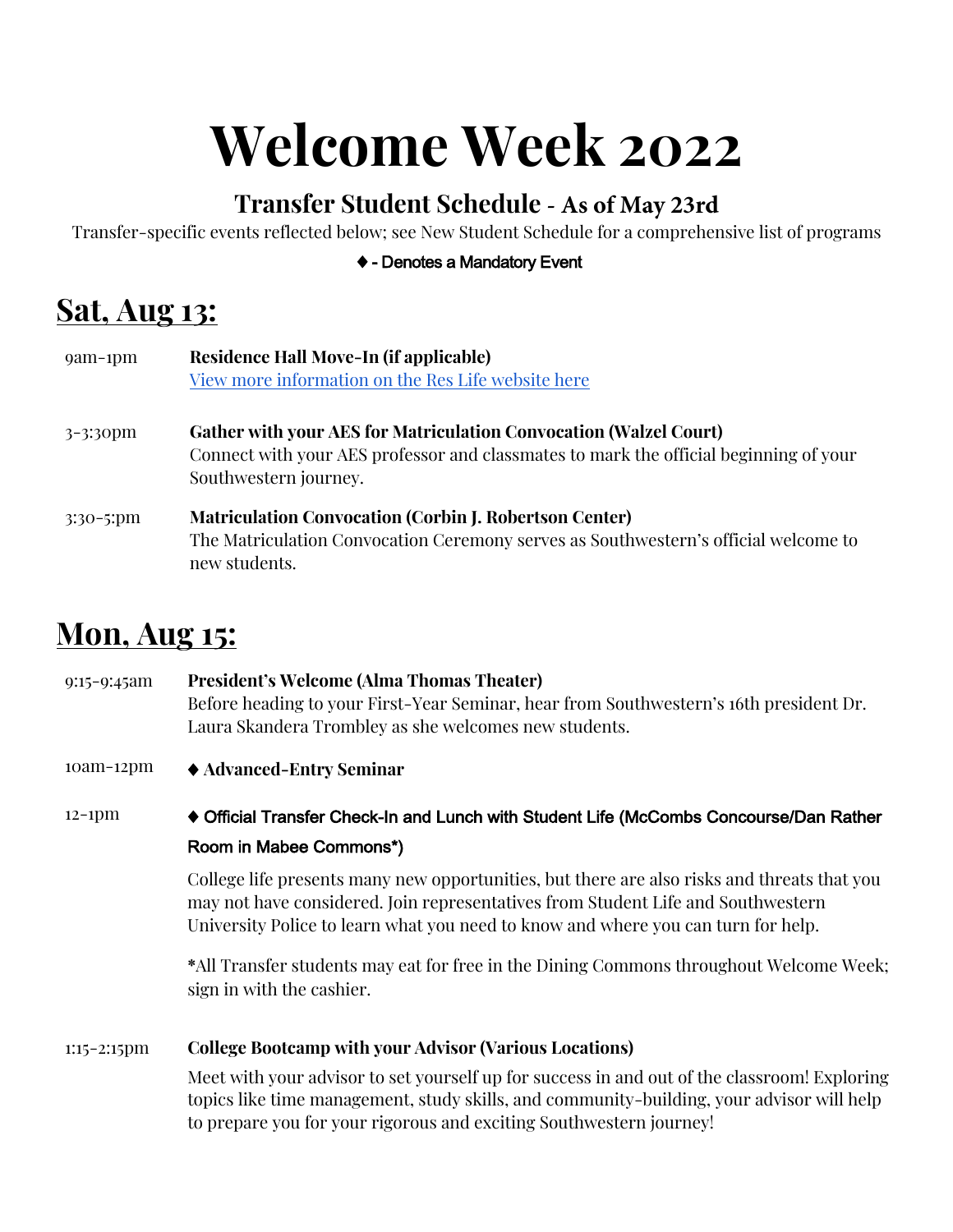# Welcome Week 2022

## Transfer Student Schedule - As of May 23rd

Transfer-specific events reflected below; see New Student Schedule for a comprehensive list of programs

**♦ - Denotes a Mandatory Event**

## Sat, Aug 13:

9am-1pm — **Residence Hall Move-In (if applicable)**
[View more information on the Res Life website here]

3-3:30pm — **Gather with your AES for Matriculation Convocation (Walzel Court)**
Connect with your AES professor and classmates to mark the official beginning of your Southwestern journey.

3:30-5:pm — **Matriculation Convocation (Corbin J. Robertson Center)**
The Matriculation Convocation Ceremony serves as Southwestern's official welcome to new students.

## Mon, Aug 15:

9:15-9:45am — **President's Welcome (Alma Thomas Theater)**
Before heading to your First-Year Seminar, hear from Southwestern's 16th president Dr. Laura Skandera Trombley as she welcomes new students.

10am-12pm — **♦ Advanced-Entry Seminar**

12-1pm — **♦ Official Transfer Check-In and Lunch with Student Life (McCombs Concourse/Dan Rather Room in Mabee Commons*)**

College life presents many new opportunities, but there are also risks and threats that you may not have considered. Join representatives from Student Life and Southwestern University Police to learn what you need to know and where you can turn for help.

*All Transfer students may eat for free in the Dining Commons throughout Welcome Week; sign in with the cashier.

1:15-2:15pm — **College Bootcamp with your Advisor (Various Locations)**

Meet with your advisor to set yourself up for success in and out of the classroom! Exploring topics like time management, study skills, and community-building, your advisor will help to prepare you for your rigorous and exciting Southwestern journey!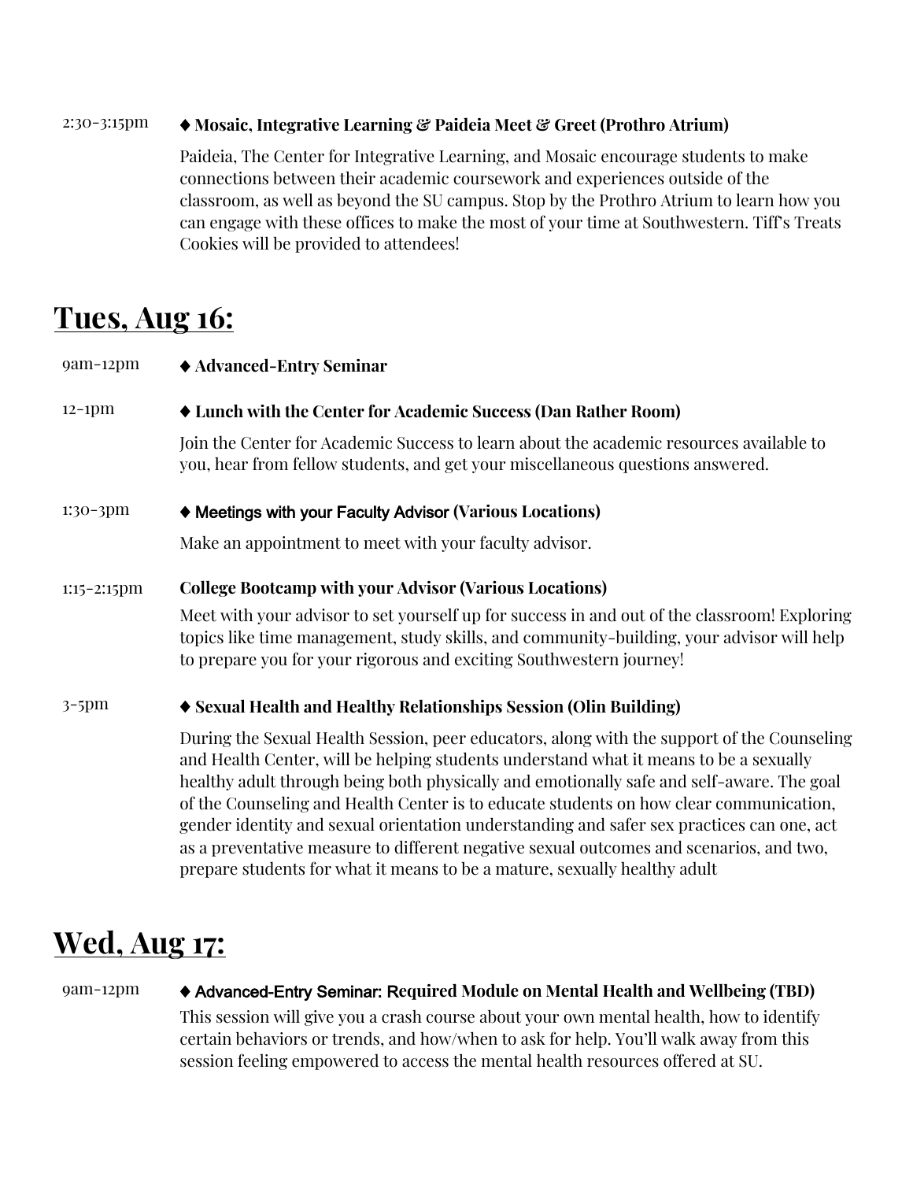2:30-3:15pm **♦ Mosaic, Integrative Learning & Paideia Meet & Greet (Prothro Atrium)**

Paideia, The Center for Integrative Learning, and Mosaic encourage students to make connections between their academic coursework and experiences outside of the classroom, as well as beyond the SU campus. Stop by the Prothro Atrium to learn how you can engage with these offices to make the most of your time at Southwestern. Tiff's Treats Cookies will be provided to attendees!

## Tues, Aug 16:

9am-12pm **♦ Advanced-Entry Seminar**

12-1pm **♦ Lunch with the Center for Academic Success (Dan Rather Room)**

Join the Center for Academic Success to learn about the academic resources available to you, hear from fellow students, and get your miscellaneous questions answered.

1:30-3pm **♦ Meetings with your Faculty Advisor (Various Locations)**

Make an appointment to meet with your faculty advisor.

1:15-2:15pm **College Bootcamp with your Advisor (Various Locations)**

Meet with your advisor to set yourself up for success in and out of the classroom! Exploring topics like time management, study skills, and community-building, your advisor will help to prepare you for your rigorous and exciting Southwestern journey!

3-5pm **♦ Sexual Health and Healthy Relationships Session (Olin Building)**

During the Sexual Health Session, peer educators, along with the support of the Counseling and Health Center, will be helping students understand what it means to be a sexually healthy adult through being both physically and emotionally safe and self-aware. The goal of the Counseling and Health Center is to educate students on how clear communication, gender identity and sexual orientation understanding and safer sex practices can one, act as a preventative measure to different negative sexual outcomes and scenarios, and two, prepare students for what it means to be a mature, sexually healthy adult

## Wed, Aug 17:

9am-12pm **♦ Advanced-Entry Seminar: Required Module on Mental Health and Wellbeing (TBD)**

This session will give you a crash course about your own mental health, how to identify certain behaviors or trends, and how/when to ask for help. You'll walk away from this session feeling empowered to access the mental health resources offered at SU.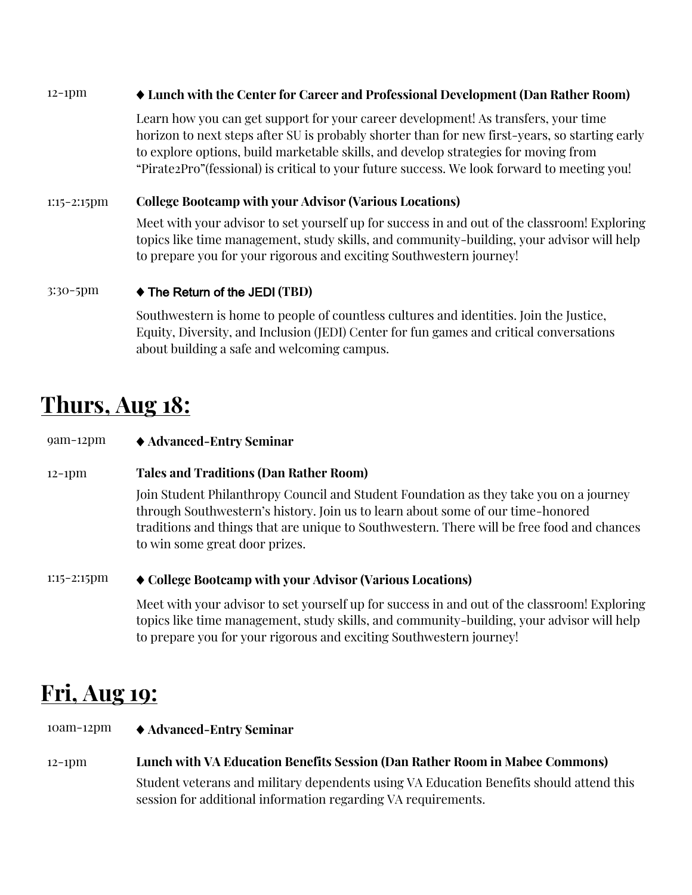12-1pm **♦ Lunch with the Center for Career and Professional Development (Dan Rather Room)**

Learn how you can get support for your career development! As transfers, your time horizon to next steps after SU is probably shorter than for new first-years, so starting early to explore options, build marketable skills, and develop strategies for moving from "Pirate2Pro"(fessional) is critical to your future success. We look forward to meeting you!

1:15-2:15pm **College Bootcamp with your Advisor (Various Locations)**

Meet with your advisor to set yourself up for success in and out of the classroom! Exploring topics like time management, study skills, and community-building, your advisor will help to prepare you for your rigorous and exciting Southwestern journey!

3:30-5pm **♦ The Return of the JEDI (TBD)**

Southwestern is home to people of countless cultures and identities. Join the Justice, Equity, Diversity, and Inclusion (JEDI) Center for fun games and critical conversations about building a safe and welcoming campus.

## Thurs, Aug 18:

9am-12pm **♦ Advanced-Entry Seminar**

12-1pm **Tales and Traditions (Dan Rather Room)**

Join Student Philanthropy Council and Student Foundation as they take you on a journey through Southwestern's history. Join us to learn about some of our time-honored traditions and things that are unique to Southwestern. There will be free food and chances to win some great door prizes.

1:15-2:15pm **♦ College Bootcamp with your Advisor (Various Locations)**

Meet with your advisor to set yourself up for success in and out of the classroom! Exploring topics like time management, study skills, and community-building, your advisor will help to prepare you for your rigorous and exciting Southwestern journey!

## Fri, Aug 19:

10am-12pm **♦ Advanced-Entry Seminar**

12-1pm **Lunch with VA Education Benefits Session (Dan Rather Room in Mabee Commons)**

Student veterans and military dependents using VA Education Benefits should attend this session for additional information regarding VA requirements.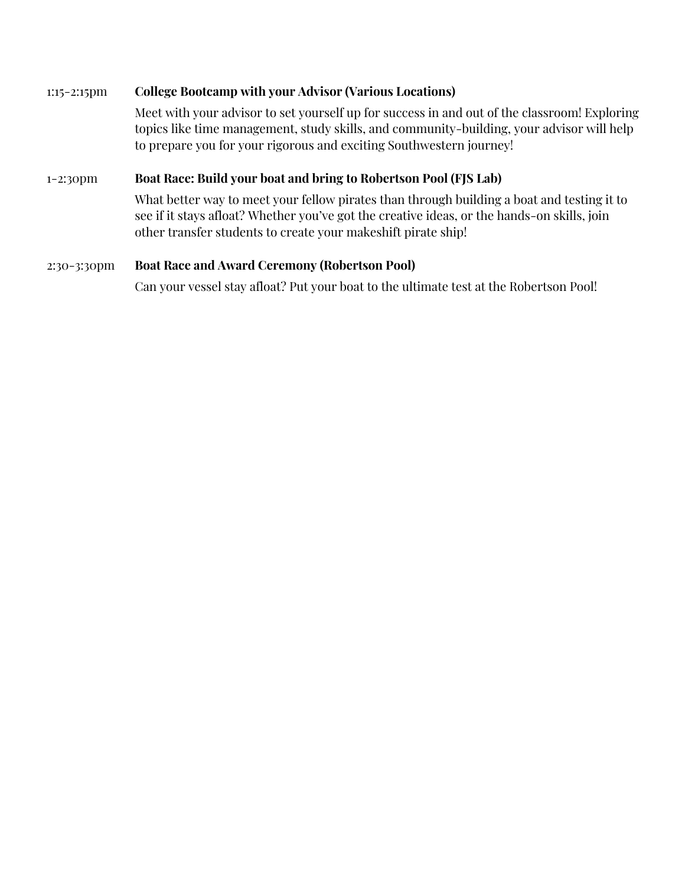1:15-2:15pm **College Bootcamp with your Advisor (Various Locations)**

Meet with your advisor to set yourself up for success in and out of the classroom! Exploring topics like time management, study skills, and community-building, your advisor will help to prepare you for your rigorous and exciting Southwestern journey!

1-2:30pm **Boat Race: Build your boat and bring to Robertson Pool (FJS Lab)**

What better way to meet your fellow pirates than through building a boat and testing it to see if it stays afloat? Whether you've got the creative ideas, or the hands-on skills, join other transfer students to create your makeshift pirate ship!

2:30-3:30pm **Boat Race and Award Ceremony (Robertson Pool)**

Can your vessel stay afloat? Put your boat to the ultimate test at the Robertson Pool!